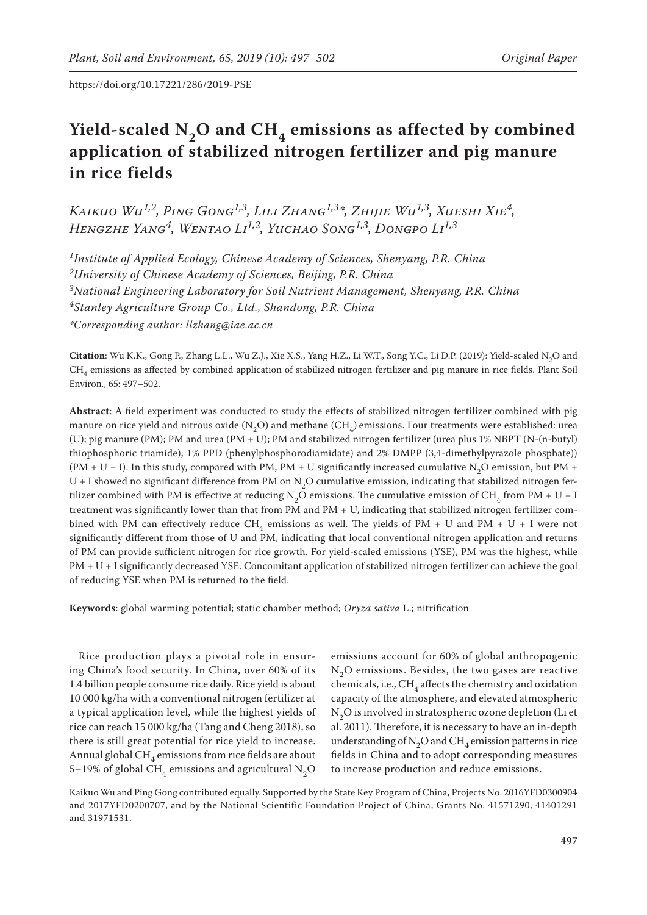https://doi.org/10.17221/286/2019-PSE

# Yield-scaled $N_2O$ and $CH_4$ emissions as affected by combined application of stabilized nitrogen fertilizer and pig manure in rice fields

*Kaikuo Wu[1,2], Ping Gong[1,3], Lili Zhang[1,3]\*, Zhijie Wu[1,3], Xueshi Xie[4], Hengzhe Yang[4], Wentao Li[1,2], Yuchao Song[1,3], Dongpo Li[1,3]*

*[1]Institute of Applied Ecology, Chinese Academy of Sciences, Shenyang, P.R. China*
*[2]University of Chinese Academy of Sciences, Beijing, P.R. China*
*[3]National Engineering Laboratory for Soil Nutrient Management, Shenyang, P.R. China*
*[4]Stanley Agriculture Group Co., Ltd., Shandong, P.R. China*
*\*Corresponding author: llzhang@iae.ac.cn*

**Citation**: Wu K.K., Gong P., Zhang L.L., Wu Z.J., Xie X.S., Yang H.Z., Li W.T., Song Y.C., Li D.P. (2019): Yield-scaled $N_2O$ and $CH_4$ emissions as affected by combined application of stabilized nitrogen fertilizer and pig manure in rice fields. Plant Soil Environ., 65: 497–502.

**Abstract**: A field experiment was conducted to study the effects of stabilized nitrogen fertilizer combined with pig manure on rice yield and nitrous oxide ($N_2O$) and methane ($CH_4$) emissions. Four treatments were established: urea (U); pig manure (PM); PM and urea (PM + U); PM and stabilized nitrogen fertilizer (urea plus 1% NBPT (N-(n-butyl) thiophosphoric triamide), 1% PPD (phenylphosphorodiamidate) and 2% DMPP (3,4-dimethylpyrazole phosphate)) (PM + U + I). In this study, compared with PM, PM + U significantly increased cumulative $N_2O$ emission, but PM + U + I showed no significant difference from PM on $N_2O$ cumulative emission, indicating that stabilized nitrogen fertilizer combined with PM is effective at reducing $N_2O$ emissions. The cumulative emission of $CH_4$ from PM + U + I treatment was significantly lower than that from PM and PM + U, indicating that stabilized nitrogen fertilizer combined with PM can effectively reduce $CH_4$ emissions as well. The yields of PM + U and PM + U + I were not significantly different from those of U and PM, indicating that local conventional nitrogen application and returns of PM can provide sufficient nitrogen for rice growth. For yield-scaled emissions (YSE), PM was the highest, while PM + U + I significantly decreased YSE. Concomitant application of stabilized nitrogen fertilizer can achieve the goal of reducing YSE when PM is returned to the field.

**Keywords**: global warming potential; static chamber method; *Oryza sativa* L.; nitrification

Rice production plays a pivotal role in ensuring China's food security. In China, over 60% of its 1.4 billion people consume rice daily. Rice yield is about 10 000 kg/ha with a conventional nitrogen fertilizer at a typical application level, while the highest yields of rice can reach 15 000 kg/ha (Tang and Cheng 2018), so there is still great potential for rice yield to increase. Annual global $CH_4$ emissions from rice fields are about 5–19% of global $CH_4$ emissions and agricultural $N_2O$ emissions account for 60% of global anthropogenic $N_2O$ emissions. Besides, the two gases are reactive chemicals, i.e., $CH_4$ affects the chemistry and oxidation capacity of the atmosphere, and elevated atmospheric $N_2O$ is involved in stratospheric ozone depletion (Li et al. 2011). Therefore, it is necessary to have an in-depth understanding of $N_2O$ and $CH_4$ emission patterns in rice fields in China and to adopt corresponding measures to increase production and reduce emissions.

Kaikuo Wu and Ping Gong contributed equally. Supported by the State Key Program of China, Projects No. 2016YFD0300904 and 2017YFD0200707, and by the National Scientific Foundation Project of China, Grants No. 41571290, 41401291 and 31971531.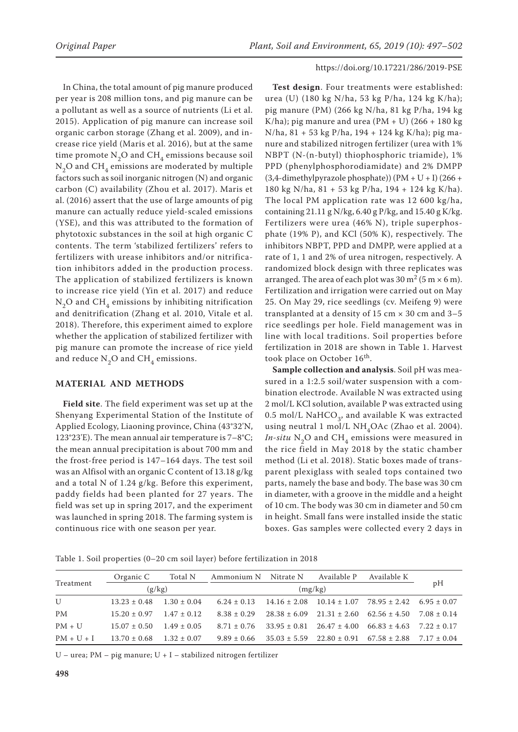In China, the total amount of pig manure produced per year is 208 million tons, and pig manure can be a pollutant as well as a source of nutrients (Li et al. 2015). Application of pig manure can increase soil organic carbon storage (Zhang et al. 2009), and increase rice yield (Maris et al. 2016), but at the same time promote $N_2O$ and $CH_4$ emissions because soil $N_2O$ and $CH_4$ emissions are moderated by multiple factors such as soil inorganic nitrogen (N) and organic carbon (C) availability (Zhou et al. 2017). Maris et al. (2016) assert that the use of large amounts of pig manure can actually reduce yield-scaled emissions (YSE), and this was attributed to the formation of phytotoxic substances in the soil at high organic C contents. The term 'stabilized fertilizers' refers to fertilizers with urease inhibitors and/or nitrification inhibitors added in the production process. The application of stabilized fertilizers is known to increase rice yield (Yin et al. 2017) and reduce $N_2O$ and $CH_4$ emissions by inhibiting nitrification and denitrification (Zhang et al. 2010, Vitale et al. 2018). Therefore, this experiment aimed to explore whether the application of stabilized fertilizer with pig manure can promote the increase of rice yield and reduce $N_2O$ and $CH_4$ emissions.

## MATERIAL AND METHODS

**Field site**. The field experiment was set up at the Shenyang Experimental Station of the Institute of Applied Ecology, Liaoning province, China (43°32'N, 123°23'E). The mean annual air temperature is 7–8°C; the mean annual precipitation is about 700 mm and the frost-free period is 147–164 days. The test soil was an Alfisol with an organic C content of 13.18 g/kg and a total N of 1.24 g/kg. Before this experiment, paddy fields had been planted for 27 years. The field was set up in spring 2017, and the experiment was launched in spring 2018. The farming system is continuous rice with one season per year.

**Test design**. Four treatments were established: urea (U) (180 kg N/ha, 53 kg P/ha, 124 kg K/ha); pig manure (PM) (266 kg N/ha, 81 kg P/ha, 194 kg K/ha); pig manure and urea (PM + U) (266 + 180 kg N/ha, 81 + 53 kg P/ha, 194 + 124 kg K/ha); pig manure and stabilized nitrogen fertilizer (urea with 1% NBPT (N-(n-butyl) thiophosphoric triamide), 1% PPD (phenylphosphorodiamidate) and 2% DMPP (3,4-dimethylpyrazole phosphate)) (PM + U + I) (266 + 180 kg N/ha, 81 + 53 kg P/ha, 194 + 124 kg K/ha). The local PM application rate was 12 600 kg/ha, containing 21.11 g N/kg, 6.40 g P/kg, and 15.40 g K/kg. Fertilizers were urea (46% N), triple superphosphate (19% P), and KCl (50% K), respectively. The inhibitors NBPT, PPD and DMPP, were applied at a rate of 1, 1 and 2% of urea nitrogen, respectively. A randomized block design with three replicates was arranged. The area of each plot was 30 $m^2$ (5 m × 6 m). Fertilization and irrigation were carried out on May 25. On May 29, rice seedlings (cv. Meifeng 9) were transplanted at a density of 15 cm × 30 cm and 3–5 rice seedlings per hole. Field management was in line with local traditions. Soil properties before fertilization in 2018 are shown in Table 1. Harvest took place on October 16th.

**Sample collection and analysis**. Soil pH was measured in a 1:2.5 soil/water suspension with a combination electrode. Available N was extracted using 2 mol/L KCl solution, available P was extracted using 0.5 mol/L $NaHCO_3$, and available K was extracted using neutral 1 mol/L $NH_4OAc$ (Zhao et al. 2004). *In-situ* $N_2O$ and $CH_4$ emissions were measured in the rice field in May 2018 by the static chamber method (Li et al. 2018). Static boxes made of transparent plexiglass with sealed tops contained two parts, namely the base and body. The base was 30 cm in diameter, with a groove in the middle and a height of 10 cm. The body was 30 cm in diameter and 50 cm in height. Small fans were installed inside the static boxes. Gas samples were collected every 2 days in

Table 1. Soil properties (0–20 cm soil layer) before fertilization in 2018

| Treatment | Organic C | Total N | Ammonium N | Nitrate N | Available P | Available K | pH |
|---|---|---|---|---|---|---|---|
| | (g/kg) | | (mg/kg) | | | | |
| U | 13.23 ± 0.48 | 1.30 ± 0.04 | 6.24 ± 0.13 | 14.16 ± 2.08 | 10.14 ± 1.07 | 78.95 ± 2.42 | 6.95 ± 0.07 |
| PM | 15.20 ± 0.97 | 1.47 ± 0.12 | 8.38 ± 0.29 | 28.38 ± 6.09 | 21.31 ± 2.60 | 62.56 ± 4.50 | 7.08 ± 0.14 |
| PM + U | 15.07 ± 0.50 | 1.49 ± 0.05 | 8.71 ± 0.76 | 33.95 ± 0.81 | 26.47 ± 4.00 | 66.83 ± 4.63 | 7.22 ± 0.17 |
| PM + U + I | 13.70 ± 0.68 | 1.32 ± 0.07 | 9.89 ± 0.66 | 35.03 ± 5.59 | 22.80 ± 0.91 | 67.58 ± 2.88 | 7.17 ± 0.04 |

U – urea; PM – pig manure; U + I – stabilized nitrogen fertilizer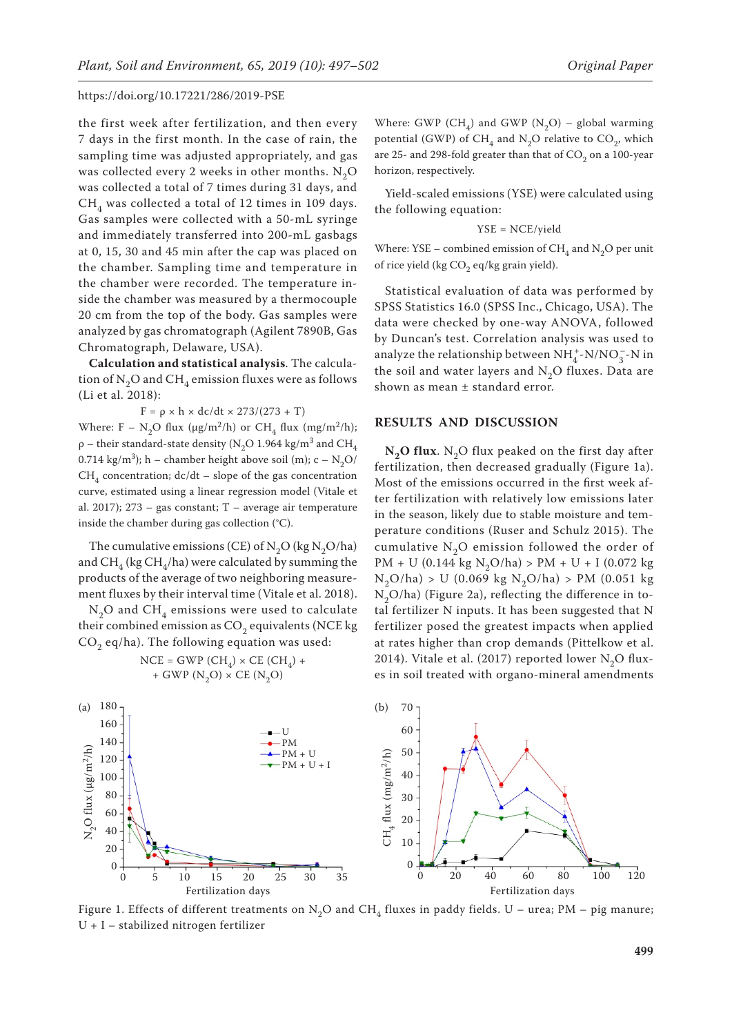the first week after fertilization, and then every 7 days in the first month. In the case of rain, the sampling time was adjusted appropriately, and gas was collected every 2 weeks in other months. $N_2O$ was collected a total of 7 times during 31 days, and $CH_4$ was collected a total of 12 times in 109 days. Gas samples were collected with a 50-mL syringe and immediately transferred into 200-mL gasbags at 0, 15, 30 and 45 min after the cap was placed on the chamber. Sampling time and temperature in the chamber were recorded. The temperature inside the chamber was measured by a thermocouple 20 cm from the top of the body. Gas samples were analyzed by gas chromatograph (Agilent 7890B, Gas Chromatograph, Delaware, USA).

**Calculation and statistical analysis**. The calculation of $N_2O$ and $CH_4$ emission fluxes were as follows (Li et al. 2018):

$$F = \rho \times h \times dc/dt \times 273/(273 + T)$$

Where: F – $N_2O$ flux (μg/m²/h) or $CH_4$ flux (mg/m²/h); ρ – their standard-state density ($N_2O$ 1.964 kg/m³ and $CH_4$ 0.714 kg/m³); h – chamber height above soil (m); c – $N_2O$/$CH_4$ concentration; dc/dt – slope of the gas concentration curve, estimated using a linear regression model (Vitale et al. 2017); 273 – gas constant; T – average air temperature inside the chamber during gas collection (°C).

The cumulative emissions (CE) of $N_2O$ (kg $N_2O$/ha) and $CH_4$ (kg $CH_4$/ha) were calculated by summing the products of the average of two neighboring measurement fluxes by their interval time (Vitale et al. 2018).

$N_2O$ and $CH_4$ emissions were used to calculate their combined emission as $CO_2$ equivalents (NCE kg $CO_2$ eq/ha). The following equation was used:

$$NCE = GWP (CH_4) \times CE (CH_4) + GWP (N_2O) \times CE (N_2O)$$

Where: GWP ($CH_4$) and GWP ($N_2O$) – global warming potential (GWP) of $CH_4$ and $N_2O$ relative to $CO_2$, which are 25- and 298-fold greater than that of $CO_2$ on a 100-year horizon, respectively.

Yield-scaled emissions (YSE) were calculated using the following equation:

$$YSE = NCE/yield$$

Where: YSE – combined emission of $CH_4$ and $N_2O$ per unit of rice yield (kg $CO_2$ eq/kg grain yield).

Statistical evaluation of data was performed by SPSS Statistics 16.0 (SPSS Inc., Chicago, USA). The data were checked by one-way ANOVA, followed by Duncan's test. Correlation analysis was used to analyze the relationship between $NH_4^+$-N/$NO_3^-$-N in the soil and water layers and $N_2O$ fluxes. Data are shown as mean ± standard error.

## RESULTS AND DISCUSSION

**$N_2O$ flux**. $N_2O$ flux peaked on the first day after fertilization, then decreased gradually (Figure 1a). Most of the emissions occurred in the first week after fertilization with relatively low emissions later in the season, likely due to stable moisture and temperature conditions (Ruser and Schulz 2015). The cumulative $N_2O$ emission followed the order of PM + U (0.144 kg $N_2O$/ha) > PM + U + I (0.072 kg $N_2O$/ha) > U (0.069 kg $N_2O$/ha) > PM (0.051 kg $N_2O$/ha) (Figure 2a), reflecting the difference in total fertilizer N inputs. It has been suggested that N fertilizer posed the greatest impacts when applied at rates higher than crop demands (Pittelkow et al. 2014). Vitale et al. (2017) reported lower $N_2O$ fluxes in soil treated with organo-mineral amendments

Figure 1. Effects of different treatments on $N_2O$ and $CH_4$ fluxes in paddy fields. U – urea; PM – pig manure; U + I – stabilized nitrogen fertilizer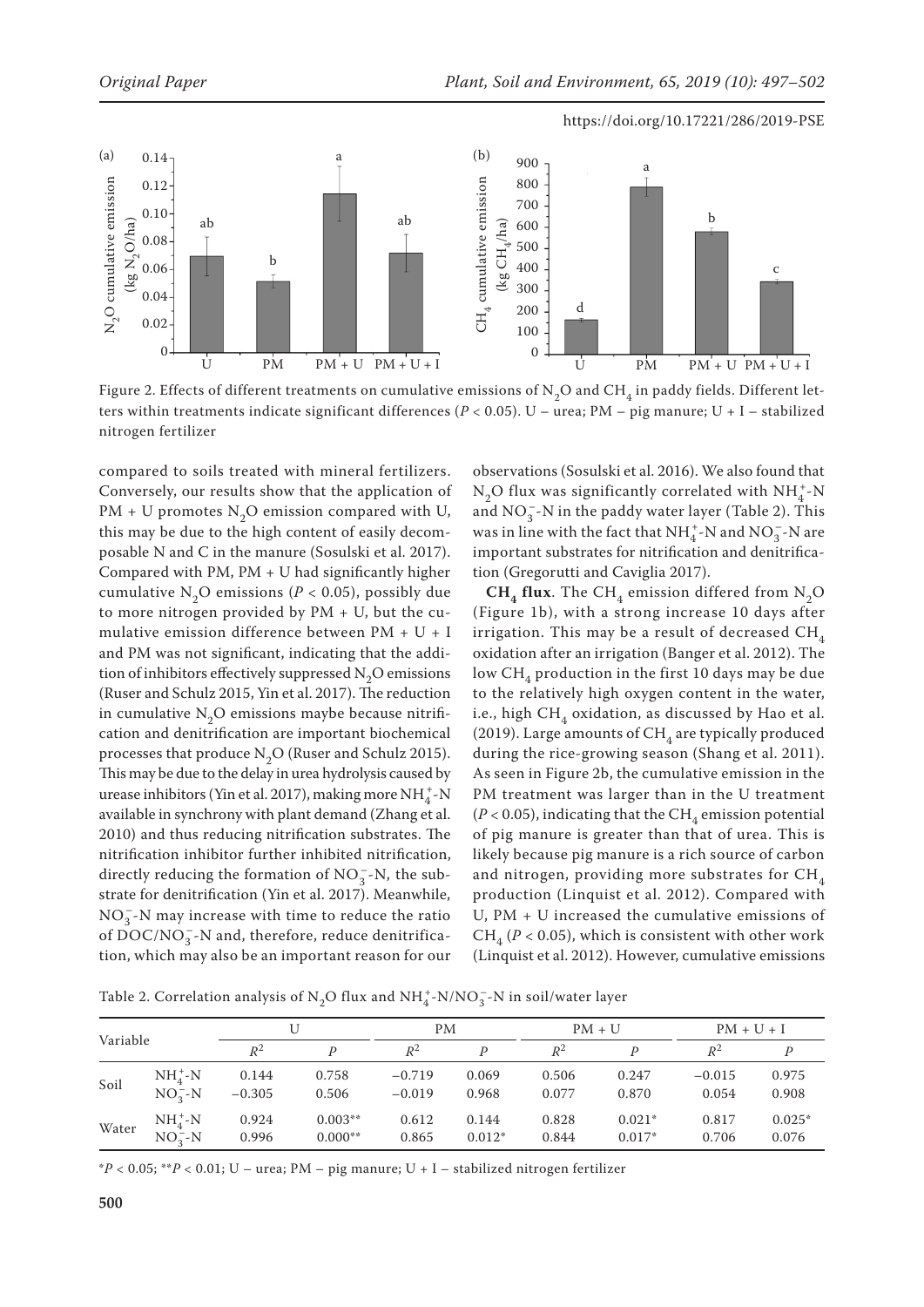Figure 2. Effects of different treatments on cumulative emissions of $N_2O$ and $CH_4$ in paddy fields. Different letters within treatments indicate significant differences ($P$ < 0.05). U – urea; PM – pig manure; U + I – stabilized nitrogen fertilizer

compared to soils treated with mineral fertilizers. Conversely, our results show that the application of PM + U promotes $N_2O$ emission compared with U, this may be due to the high content of easily decomposable N and C in the manure (Sosulski et al. 2017). Compared with PM, PM + U had significantly higher cumulative $N_2O$ emissions ($P$ < 0.05), possibly due to more nitrogen provided by PM + U, but the cumulative emission difference between PM + U + I and PM was not significant, indicating that the addition of inhibitors effectively suppressed $N_2O$ emissions (Ruser and Schulz 2015, Yin et al. 2017). The reduction in cumulative $N_2O$ emissions maybe because nitrification and denitrification are important biochemical processes that produce $N_2O$ (Ruser and Schulz 2015). This may be due to the delay in urea hydrolysis caused by urease inhibitors (Yin et al. 2017), making more $NH_4^+$-N available in synchrony with plant demand (Zhang et al. 2010) and thus reducing nitrification substrates. The nitrification inhibitor further inhibited nitrification, directly reducing the formation of $NO_3^-$-N, the substrate for denitrification (Yin et al. 2017). Meanwhile, $NO_3^-$-N may increase with time to reduce the ratio of DOC/$NO_3^-$-N and, therefore, reduce denitrification, which may also be an important reason for our observations (Sosulski et al. 2016). We also found that $N_2O$ flux was significantly correlated with $NH_4^+$-N and $NO_3^-$-N in the paddy water layer (Table 2). This was in line with the fact that $NH_4^+$-N and $NO_3^-$ are important substrates for nitrification and denitrification (Gregorutti and Caviglia 2017).

**$CH_4$ flux**. The $CH_4$ emission differed from $N_2O$ (Figure 1b), with a strong increase 10 days after irrigation. This may be a result of decreased $CH_4$ oxidation after an irrigation (Banger et al. 2012). The low $CH_4$ production in the first 10 days may be due to the relatively high oxygen content in the water, i.e., high $CH_4$ oxidation, as discussed by Hao et al. (2019). Large amounts of $CH_4$ are typically produced during the rice-growing season (Shang et al. 2011). As seen in Figure 2b, the cumulative emission in the PM treatment was larger than in the U treatment ($P$ < 0.05), indicating that the $CH_4$ emission potential of pig manure is greater than that of urea. This is likely because pig manure is a rich source of carbon and nitrogen, providing more substrates for $CH_4$ production (Linquist et al. 2012). Compared with U, PM + U increased the cumulative emissions of $CH_4$ ($P$ < 0.05), which is consistent with other work (Linquist et al. 2012). However, cumulative emissions

Table 2. Correlation analysis of $N_2O$ flux and $NH_4^+$-N/$NO_3^-$-N in soil/water layer

| Variable | | U | | PM | | PM + U | | PM + U + I | |
|---|---|---|---|---|---|---|---|---|---|
| | | $R^2$ | $P$ | $R^2$ | $P$ | $R^2$ | $P$ | $R^2$ | $P$ |
| Soil | $NH_4^+$-N | 0.144 | 0.758 | −0.719 | 0.069 | 0.506 | 0.247 | −0.015 | 0.975 |
| | $NO_3^-$-N | −0.305 | 0.506 | −0.019 | 0.968 | 0.077 | 0.870 | 0.054 | 0.908 |
| Water | $NH_4^+$-N | 0.924 | 0.003** | 0.612 | 0.144 | 0.828 | 0.021* | 0.817 | 0.025* |
| | $NO_3^-$-N | 0.996 | 0.000** | 0.865 | 0.012* | 0.844 | 0.017* | 0.706 | 0.076 |

*$P$ < 0.05; **$P$ < 0.01; U – urea; PM – pig manure; U + I – stabilized nitrogen fertilizer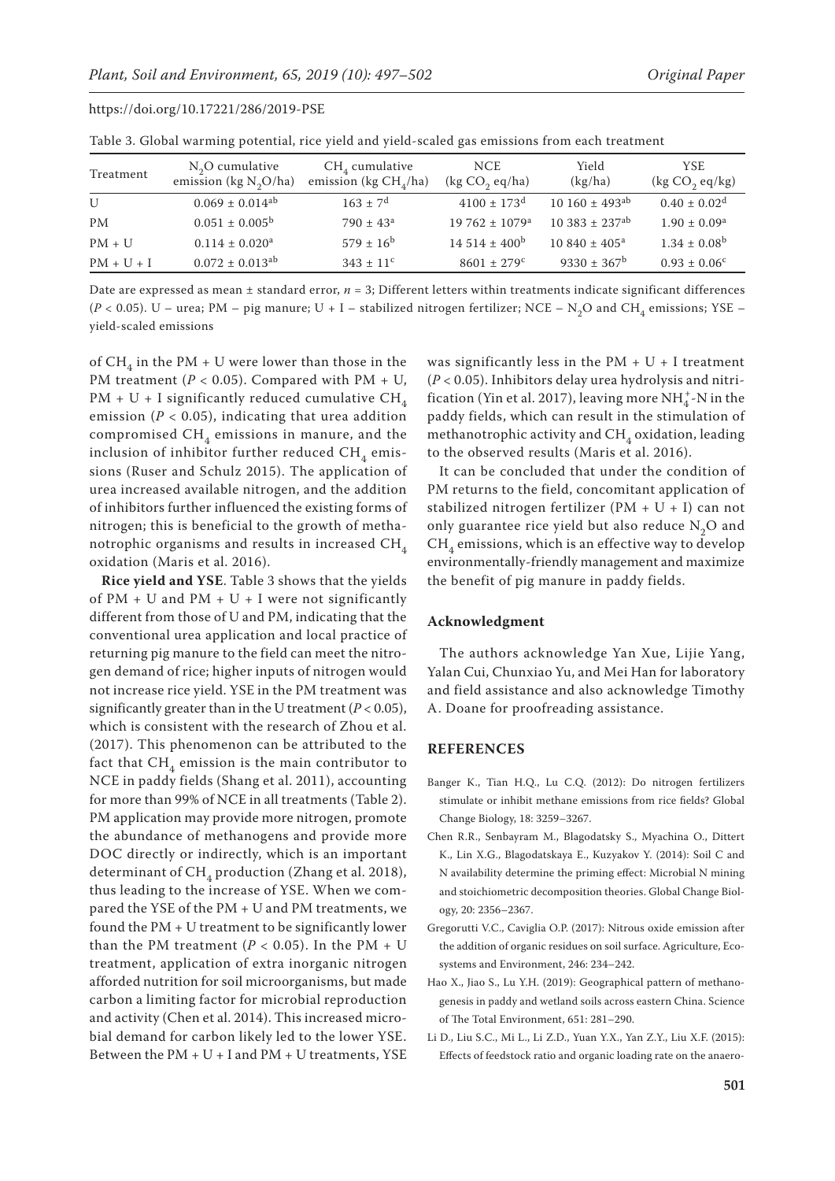Table 3. Global warming potential, rice yield and yield-scaled gas emissions from each treatment

| Treatment | $N_2O$ cumulative emission (kg $N_2O$/ha) | $CH_4$ cumulative emission (kg $CH_4$/ha) | NCE (kg $CO_2$ eq/ha) | Yield (kg/ha) | YSE (kg $CO_2$ eq/kg) |
|---|---|---|---|---|---|
| U | $0.069 \pm 0.014^{ab}$ | $163 \pm 7^{d}$ | $4100 \pm 173^{d}$ | $10\,160 \pm 493^{ab}$ | $0.40 \pm 0.02^{d}$ |
| PM | $0.051 \pm 0.005^{b}$ | $790 \pm 43^{a}$ | $19\,762 \pm 1079^{a}$ | $10\,383 \pm 237^{ab}$ | $1.90 \pm 0.09^{a}$ |
| PM + U | $0.114 \pm 0.020^{a}$ | $579 \pm 16^{b}$ | $14\,514 \pm 400^{b}$ | $10\,840 \pm 405^{a}$ | $1.34 \pm 0.08^{b}$ |
| PM + U + I | $0.072 \pm 0.013^{ab}$ | $343 \pm 11^{c}$ | $8601 \pm 279^{c}$ | $9330 \pm 367^{b}$ | $0.93 \pm 0.06^{c}$ |

Date are expressed as mean ± standard error, $n = 3$; Different letters within treatments indicate significant differences ($P < 0.05$). U – urea; PM – pig manure; U + I – stabilized nitrogen fertilizer; NCE – $N_2O$ and $CH_4$ emissions; YSE – yield-scaled emissions

of $CH_4$ in the PM + U were lower than those in the PM treatment ($P < 0.05$). Compared with PM + U, PM + U + I significantly reduced cumulative $CH_4$ emission ($P < 0.05$), indicating that urea addition compromised $CH_4$ emissions in manure, and the inclusion of inhibitor further reduced $CH_4$ emissions (Ruser and Schulz 2015). The application of urea increased available nitrogen, and the addition of inhibitors further influenced the existing forms of nitrogen; this is beneficial to the growth of methanotrophic organisms and results in increased $CH_4$ oxidation (Maris et al. 2016).

**Rice yield and YSE**. Table 3 shows that the yields of PM + U and PM + U + I were not significantly different from those of U and PM, indicating that the conventional urea application and local practice of returning pig manure to the field can meet the nitrogen demand of rice; higher inputs of nitrogen would not increase rice yield. YSE in the PM treatment was significantly greater than in the U treatment ($P < 0.05$), which is consistent with the research of Zhou et al. (2017). This phenomenon can be attributed to the fact that $CH_4$ emission is the main contributor to NCE in paddy fields (Shang et al. 2011), accounting for more than 99% of NCE in all treatments (Table 2). PM application may provide more nitrogen, promote the abundance of methanogens and provide more DOC directly or indirectly, which is an important determinant of $CH_4$ production (Zhang et al. 2018), thus leading to the increase of YSE. When we compared the YSE of the PM + U and PM treatments, we found the PM + U treatment to be significantly lower than the PM treatment ($P < 0.05$). In the PM + U treatment, application of extra inorganic nitrogen afforded nutrition for soil microorganisms, but made carbon a limiting factor for microbial reproduction and activity (Chen et al. 2014). This increased microbial demand for carbon likely led to the lower YSE. Between the PM + U + I and PM + U treatments, YSE was significantly less in the PM + U + I treatment ($P < 0.05$). Inhibitors delay urea hydrolysis and nitrification (Yin et al. 2017), leaving more $NH_4^+$-N in the paddy fields, which can result in the stimulation of methanotrophic activity and $CH_4$ oxidation, leading to the observed results (Maris et al. 2016).

It can be concluded that under the condition of PM returns to the field, concomitant application of stabilized nitrogen fertilizer (PM + U + I) can not only guarantee rice yield but also reduce $N_2O$ and $CH_4$ emissions, which is an effective way to develop environmentally-friendly management and maximize the benefit of pig manure in paddy fields.

### Acknowledgment

The authors acknowledge Yan Xue, Lijie Yang, Yalan Cui, Chunxiao Yu, and Mei Han for laboratory and field assistance and also acknowledge Timothy A. Doane for proofreading assistance.

## REFERENCES

Banger K., Tian H.Q., Lu C.Q. (2012): Do nitrogen fertilizers stimulate or inhibit methane emissions from rice fields? Global Change Biology, 18: 3259–3267.

Chen R.R., Senbayram M., Blagodatsky S., Myachina O., Dittert K., Lin X.G., Blagodatskaya E., Kuzyakov Y. (2014): Soil C and N availability determine the priming effect: Microbial N mining and stoichiometric decomposition theories. Global Change Biology, 20: 2356–2367.

Gregorutti V.C., Caviglia O.P. (2017): Nitrous oxide emission after the addition of organic residues on soil surface. Agriculture, Ecosystems and Environment, 246: 234–242.

Hao X., Jiao S., Lu Y.H. (2019): Geographical pattern of methanogenesis in paddy and wetland soils across eastern China. Science of The Total Environment, 651: 281–290.

Li D., Liu S.C., Mi L., Li Z.D., Yuan Y.X., Yan Z.Y., Liu X.F. (2015): Effects of feedstock ratio and organic loading rate on the anaero-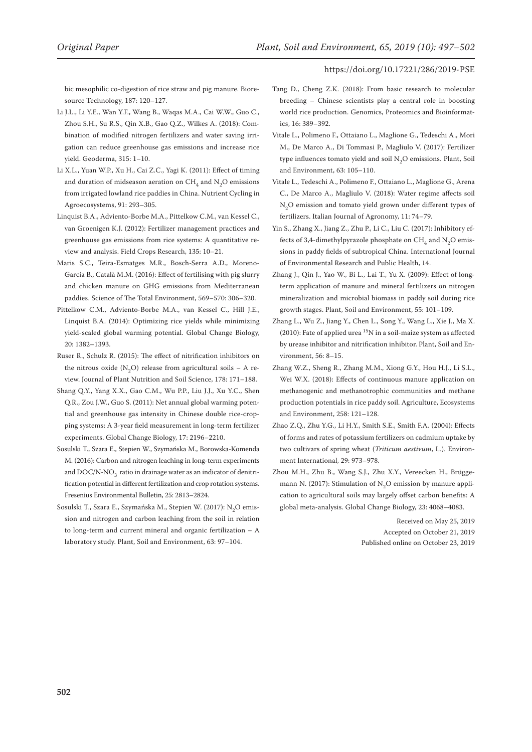bic mesophilic co-digestion of rice straw and pig manure. Bioresource Technology, 187: 120–127.

Li J.L., Li Y.E., Wan Y.F., Wang B., Waqas M.A., Cai W.W., Guo C., Zhou S.H., Su R.S., Qin X.B., Gao Q.Z., Wilkes A. (2018): Combination of modified nitrogen fertilizers and water saving irrigation can reduce greenhouse gas emissions and increase rice yield. Geoderma, 315: 1–10.

Li X.L., Yuan W.P., Xu H., Cai Z.C., Yagi K. (2011): Effect of timing and duration of midseason aeration on $CH_4$ and $N_2O$ emissions from irrigated lowland rice paddies in China. Nutrient Cycling in Agroecosystems, 91: 293–305.

Linquist B.A., Adviento-Borbe M.A., Pittelkow C.M., van Kessel C., van Groenigen K.J. (2012): Fertilizer management practices and greenhouse gas emissions from rice systems: A quantitative review and analysis. Field Crops Research, 135: 10–21.

Maris S.C., Teira-Esmatges M.R., Bosch-Serra A.D., Moreno-García B., Català M.M. (2016): Effect of fertilising with pig slurry and chicken manure on GHG emissions from Mediterranean paddies. Science of The Total Environment, 569–570: 306–320.

Pittelkow C.M., Adviento-Borbe M.A., van Kessel C., Hill J.E., Linquist B.A. (2014): Optimizing rice yields while minimizing yield-scaled global warming potential. Global Change Biology, 20: 1382–1393.

Ruser R., Schulz R. (2015): The effect of nitrification inhibitors on the nitrous oxide ($N_2O$) release from agricultural soils – A review. Journal of Plant Nutrition and Soil Science, 178: 171–188.

Shang Q.Y., Yang X.X., Gao C.M., Wu P.P., Liu J.J., Xu Y.C., Shen Q.R., Zou J.W., Guo S. (2011): Net annual global warming potential and greenhouse gas intensity in Chinese double rice-cropping systems: A 3-year field measurement in long-term fertilizer experiments. Global Change Biology, 17: 2196–2210.

Sosulski T., Szara E., Stepien W., Szymańska M., Borowska-Komenda M. (2016): Carbon and nitrogen leaching in long-term experiments and DOC/N-$NO_3^-$ ratio in drainage water as an indicator of denitrification potential in different fertilization and crop rotation systems. Fresenius Environmental Bulletin, 25: 2813–2824.

Sosulski T., Szara E., Szymańska M., Stepien W. (2017): $N_2O$ emission and nitrogen and carbon leaching from the soil in relation to long-term and current mineral and organic fertilization – A laboratory study. Plant, Soil and Environment, 63: 97–104.

Tang D., Cheng Z.K. (2018): From basic research to molecular breeding – Chinese scientists play a central role in boosting world rice production. Genomics, Proteomics and Bioinformatics, 16: 389–392.

Vitale L., Polimeno F., Ottaiano L., Maglione G., Tedeschi A., Mori M., De Marco A., Di Tommasi P., Magliulo V. (2017): Fertilizer type influences tomato yield and soil $N_2O$ emissions. Plant, Soil and Environment, 63: 105–110.

Vitale L., Tedeschi A., Polimeno F., Ottaiano L., Maglione G., Arena C., De Marco A., Magliulo V. (2018): Water regime affects soil $N_2O$ emission and tomato yield grown under different types of fertilizers. Italian Journal of Agronomy, 11: 74–79.

Yin S., Zhang X., Jiang Z., Zhu P., Li C., Liu C. (2017): Inhibitory effects of 3,4-dimethylpyrazole phosphate on $CH_4$ and $N_2O$ emissions in paddy fields of subtropical China. International Journal of Environmental Research and Public Health, 14.

Zhang J., Qin J., Yao W., Bi L., Lai T., Yu X. (2009): Effect of long-term application of manure and mineral fertilizers on nitrogen mineralization and microbial biomass in paddy soil during rice growth stages. Plant, Soil and Environment, 55: 101–109.

Zhang L., Wu Z., Jiang Y., Chen L., Song Y., Wang L., Xie J., Ma X. (2010): Fate of applied urea $^{15}N$ in a soil-maize system as affected by urease inhibitor and nitrification inhibitor. Plant, Soil and Environment, 56: 8–15.

Zhang W.Z., Sheng R., Zhang M.M., Xiong G.Y., Hou H.J., Li S.L., Wei W.X. (2018): Effects of continuous manure application on methanogenic and methanotrophic communities and methane production potentials in rice paddy soil. Agriculture, Ecosystems and Environment, 258: 121–128.

Zhao Z.Q., Zhu Y.G., Li H.Y., Smith S.E., Smith F.A. (2004): Effects of forms and rates of potassium fertilizers on cadmium uptake by two cultivars of spring wheat (*Triticum aestivum*, L.). Environment International, 29: 973–978.

Zhou M.H., Zhu B., Wang S.J., Zhu X.Y., Vereecken H., Brüggemann N. (2017): Stimulation of $N_2O$ emission by manure application to agricultural soils may largely offset carbon benefits: A global meta-analysis. Global Change Biology, 23: 4068–4083.

Received on May 25, 2019
Accepted on October 21, 2019
Published online on October 23, 2019